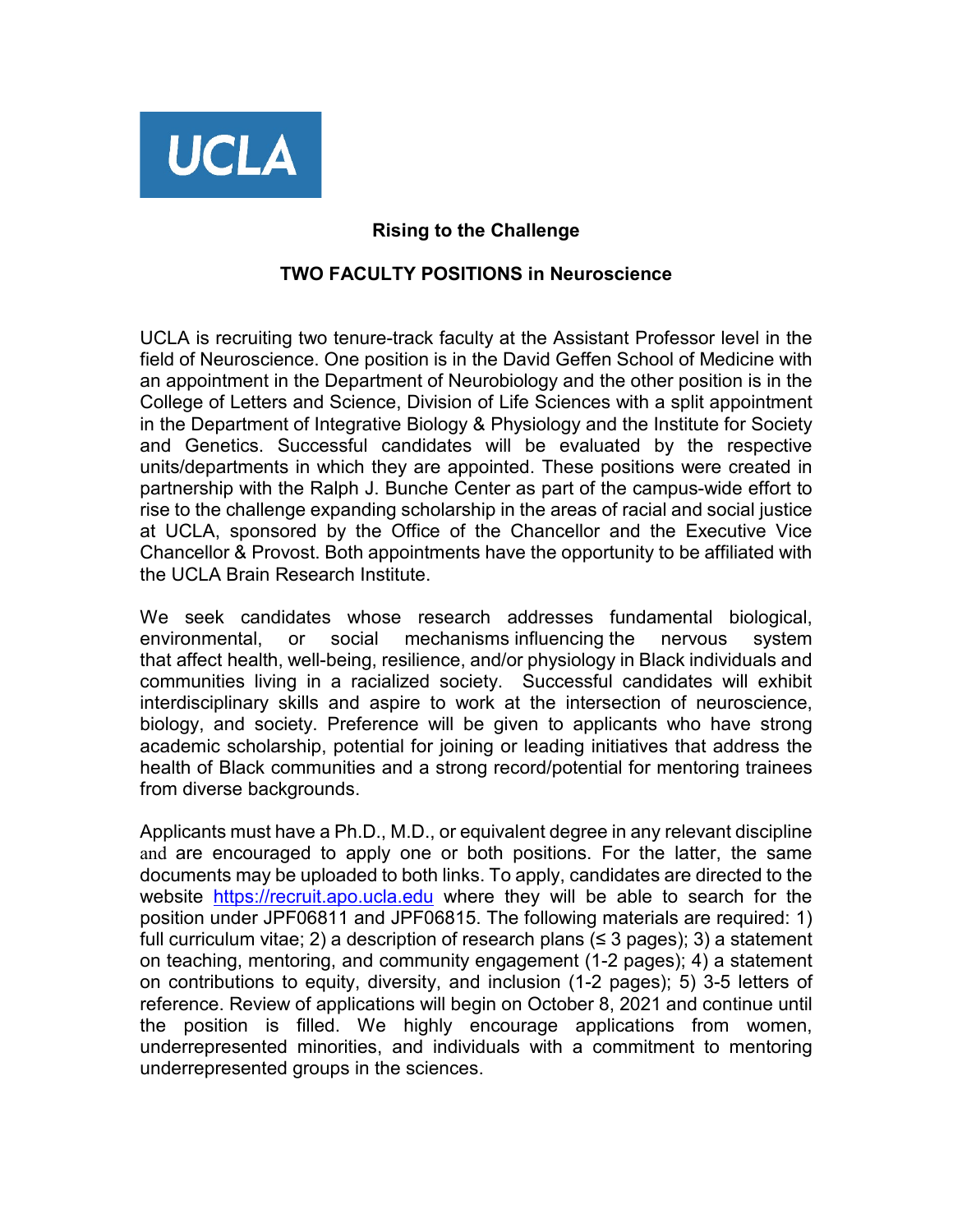UCLA

## Rising to the Challenge

## TWO FACULTY POSITIONS in Neuroscience

UCLA is recruiting two tenure-track faculty at the Assistant Professor level in the field of Neuroscience. One position is in the David Geffen School of Medicine with an appointment in the Department of Neurobiology and the other position is in the College of Letters and Science, Division of Life Sciences with a split appointment in the Department of Integrative Biology & Physiology and the Institute for Society and Genetics. Successful candidates will be evaluated by the respective units/departments in which they are appointed. These positions were created in partnership with the Ralph J. Bunche Center as part of the campus-wide effort to rise to the challenge expanding scholarship in the areas of racial and social justice at UCLA, sponsored by the Office of the Chancellor and the Executive Vice Chancellor & Provost. Both appointments have the opportunity to be affiliated with the UCLA Brain Research Institute.

We seek candidates whose research addresses fundamental biological, environmental, or social mechanisms influencing the nervous system that affect health, well-being, resilience, and/or physiology in Black individuals and communities living in a racialized society. Successful candidates will exhibit interdisciplinary skills and aspire to work at the intersection of neuroscience, biology, and society. Preference will be given to applicants who have strong academic scholarship, potential for joining or leading initiatives that address the health of Black communities and a strong record/potential for mentoring trainees from diverse backgrounds.

Applicants must have a Ph.D., M.D., or equivalent degree in any relevant discipline and are encouraged to apply one or both positions. For the latter, the same documents may be uploaded to both links. To apply, candidates are directed to the website https://recruit.apo.ucla.edu where they will be able to search for the position under JPF06811 and JPF06815. The following materials are required: 1) full curriculum vitae; 2) a description of research plans (≤ 3 pages); 3) a statement on teaching, mentoring, and community engagement (1-2 pages); 4) a statement on contributions to equity, diversity, and inclusion (1-2 pages); 5) 3-5 letters of reference. Review of applications will begin on October 8, 2021 and continue until the position is filled. We highly encourage applications from women, underrepresented minorities, and individuals with a commitment to mentoring underrepresented groups in the sciences.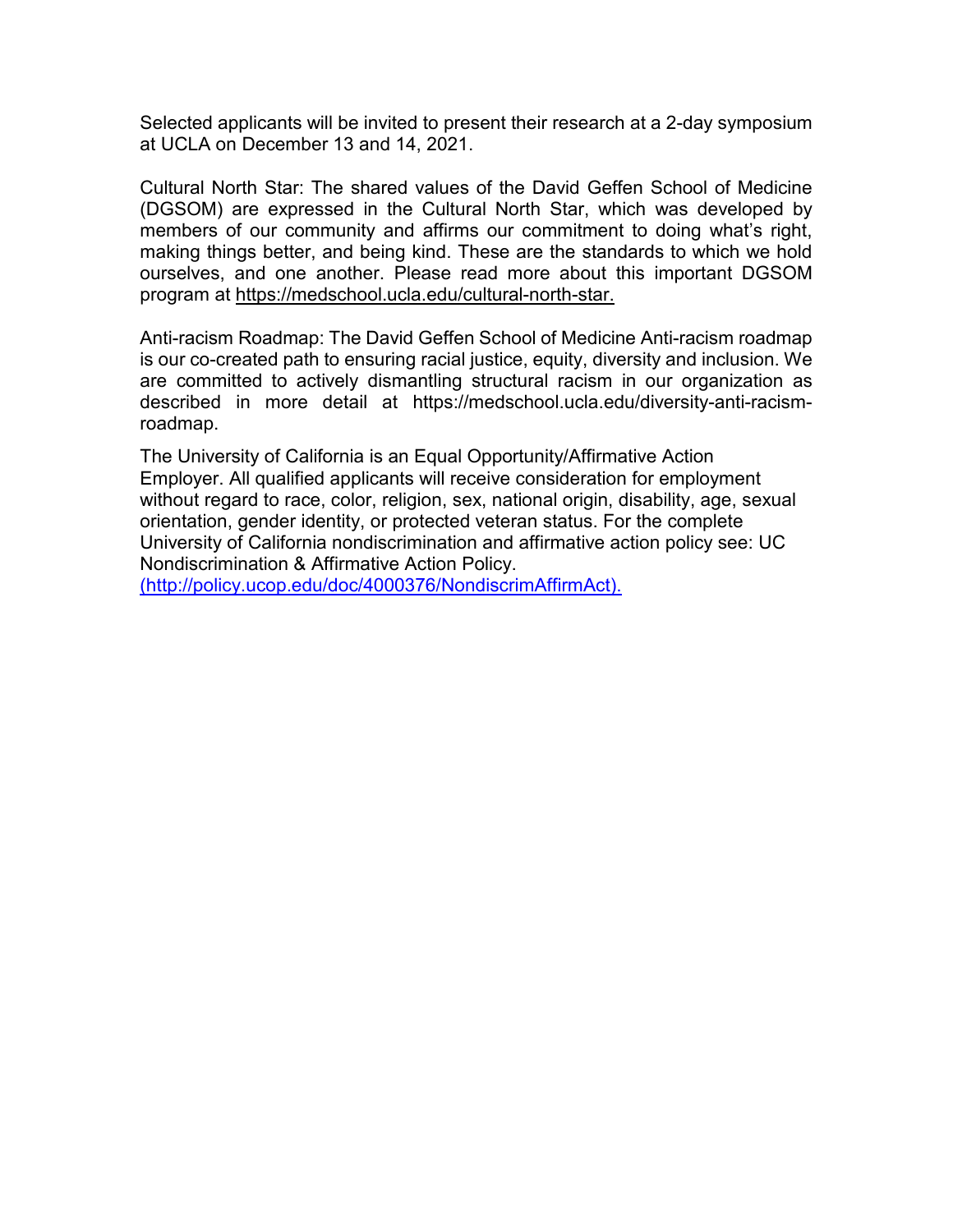Selected applicants will be invited to present their research at a 2-day symposium at UCLA on December 13 and 14, 2021.

Cultural North Star: The shared values of the David Geffen School of Medicine (DGSOM) are expressed in the Cultural North Star, which was developed by members of our community and affirms our commitment to doing what's right, making things better, and being kind. These are the standards to which we hold ourselves, and one another. Please read more about this important DGSOM program at https://medschool.ucla.edu/cultural-north-star.

Anti-racism Roadmap: The David Geffen School of Medicine Anti-racism roadmap is our co-created path to ensuring racial justice, equity, diversity and inclusion. We are committed to actively dismantling structural racism in our organization as described in more detail at https://medschool.ucla.edu/diversity-anti-racism-roadmap.

The University of California is an Equal Opportunity/Affirmative Action Employer. All qualified applicants will receive consideration for employment without regard to race, color, religion, sex, national origin, disability, age, sexual orientation, gender identity, or protected veteran status. For the complete University of California nondiscrimination and affirmative action policy see: UC Nondiscrimination & Affirmative Action Policy. (http://policy.ucop.edu/doc/4000376/NondiscrimAffirmAct).